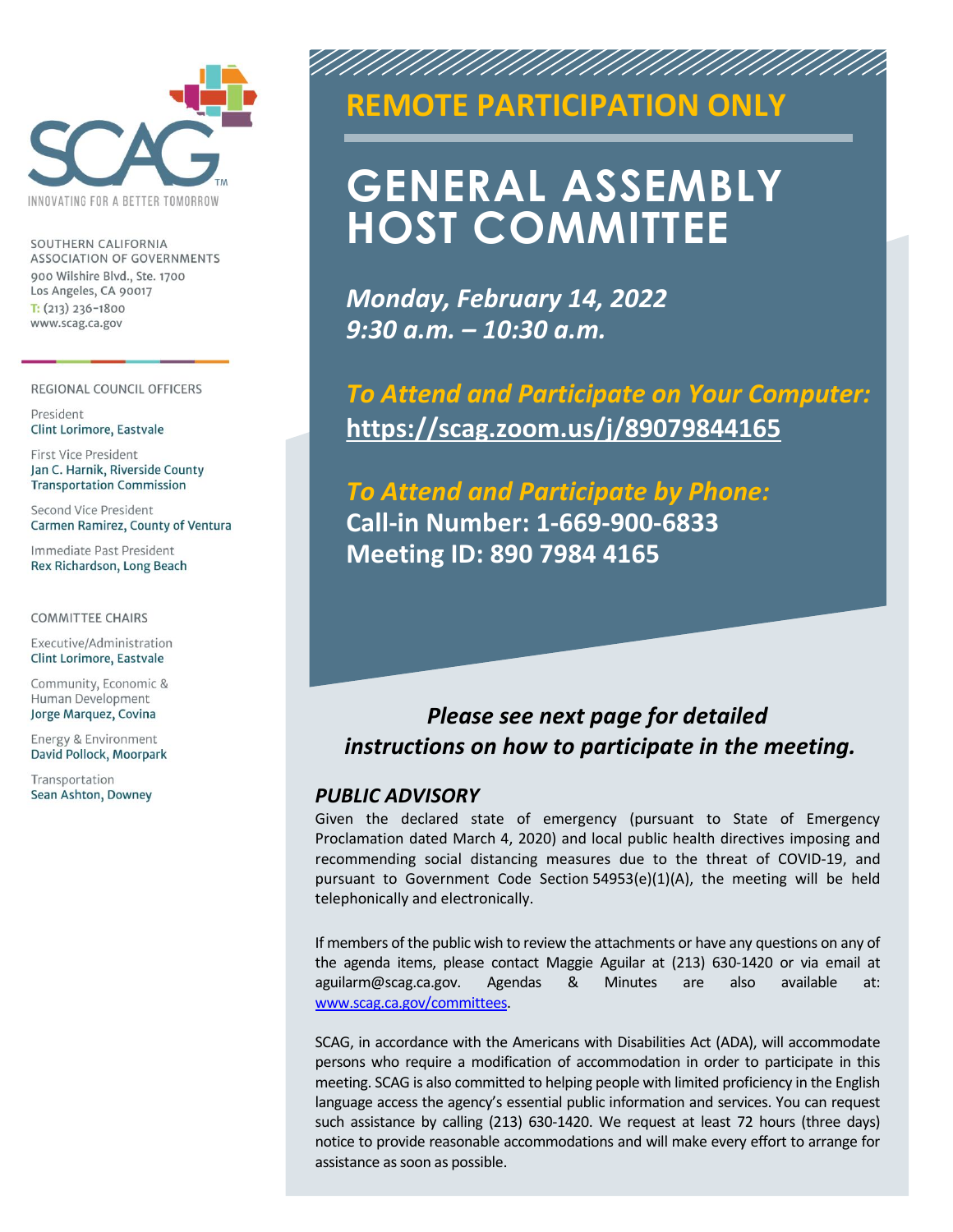SCAG™

INNOVATING FOR A BETTER TOMORROW

SOUTHERN CALIFORNIA ASSOCIATION OF GOVERNMENTS
900 Wilshire Blvd., Ste. 1700
Los Angeles, CA 90017
T: (213) 236-1800
www.scag.ca.gov

REGIONAL COUNCIL OFFICERS

President
Clint Lorimore, Eastvale

First Vice President
Jan C. Harnik, Riverside County Transportation Commission

Second Vice President
Carmen Ramirez, County of Ventura

Immediate Past President
Rex Richardson, Long Beach

COMMITTEE CHAIRS

Executive/Administration
Clint Lorimore, Eastvale

Community, Economic & Human Development
Jorge Marquez, Covina

Energy & Environment
David Pollock, Moorpark

Transportation
Sean Ashton, Downey

## REMOTE PARTICIPATION ONLY

# GENERAL ASSEMBLY HOST COMMITTEE

***Monday, February 14, 2022***
***9:30 a.m. – 10:30 a.m.***

***To Attend and Participate on Your Computer:***
**https://scag.zoom.us/j/89079844165**

***To Attend and Participate by Phone:***
**Call-in Number: 1-669-900-6833**
**Meeting ID: 890 7984 4165**

***Please see next page for detailed instructions on how to participate in the meeting.***

### *PUBLIC ADVISORY*

Given the declared state of emergency (pursuant to State of Emergency Proclamation dated March 4, 2020) and local public health directives imposing and recommending social distancing measures due to the threat of COVID-19, and pursuant to Government Code Section 54953(e)(1)(A), the meeting will be held telephonically and electronically.

If members of the public wish to review the attachments or have any questions on any of the agenda items, please contact Maggie Aguilar at (213) 630-1420 or via email at aguilarm@scag.ca.gov. Agendas & Minutes are also available at: www.scag.ca.gov/committees.

SCAG, in accordance with the Americans with Disabilities Act (ADA), will accommodate persons who require a modification of accommodation in order to participate in this meeting. SCAG is also committed to helping people with limited proficiency in the English language access the agency's essential public information and services. You can request such assistance by calling (213) 630-1420. We request at least 72 hours (three days) notice to provide reasonable accommodations and will make every effort to arrange for assistance as soon as possible.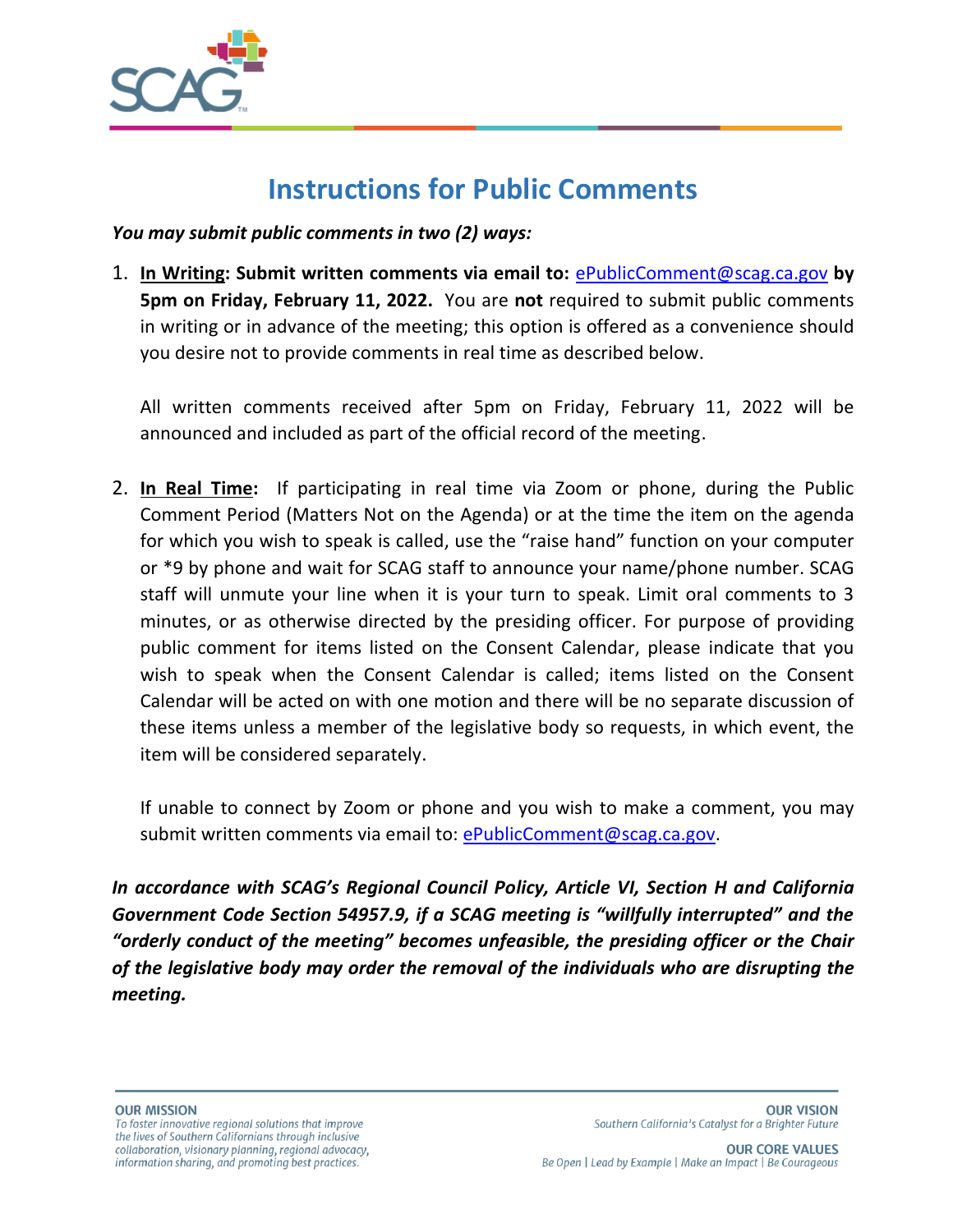# Instructions for Public Comments

***You may submit public comments in two (2) ways:***

1. **<u>In Writing</u>: Submit written comments via email to:** ePublicComment@scag.ca.gov **by 5pm on Friday, February 11, 2022.** You are **not** required to submit public comments in writing or in advance of the meeting; this option is offered as a convenience should you desire not to provide comments in real time as described below.

   All written comments received after 5pm on Friday, February 11, 2022 will be announced and included as part of the official record of the meeting.

2. **<u>In Real Time</u>:** If participating in real time via Zoom or phone, during the Public Comment Period (Matters Not on the Agenda) or at the time the item on the agenda for which you wish to speak is called, use the "raise hand" function on your computer or *9 by phone and wait for SCAG staff to announce your name/phone number. SCAG staff will unmute your line when it is your turn to speak. Limit oral comments to 3 minutes, or as otherwise directed by the presiding officer. For purpose of providing public comment for items listed on the Consent Calendar, please indicate that you wish to speak when the Consent Calendar is called; items listed on the Consent Calendar will be acted on with one motion and there will be no separate discussion of these items unless a member of the legislative body so requests, in which event, the item will be considered separately.

   If unable to connect by Zoom or phone and you wish to make a comment, you may submit written comments via email to: ePublicComment@scag.ca.gov.

***In accordance with SCAG's Regional Council Policy, Article VI, Section H and California Government Code Section 54957.9, if a SCAG meeting is "willfully interrupted" and the "orderly conduct of the meeting" becomes unfeasible, the presiding officer or the Chair of the legislative body may order the removal of the individuals who are disrupting the meeting.***

**OUR MISSION**
*To foster innovative regional solutions that improve the lives of Southern Californians through inclusive collaboration, visionary planning, regional advocacy, information sharing, and promoting best practices.*

**OUR VISION**
*Southern California's Catalyst for a Brighter Future*

**OUR CORE VALUES**
*Be Open | Lead by Example | Make an Impact | Be Courageous*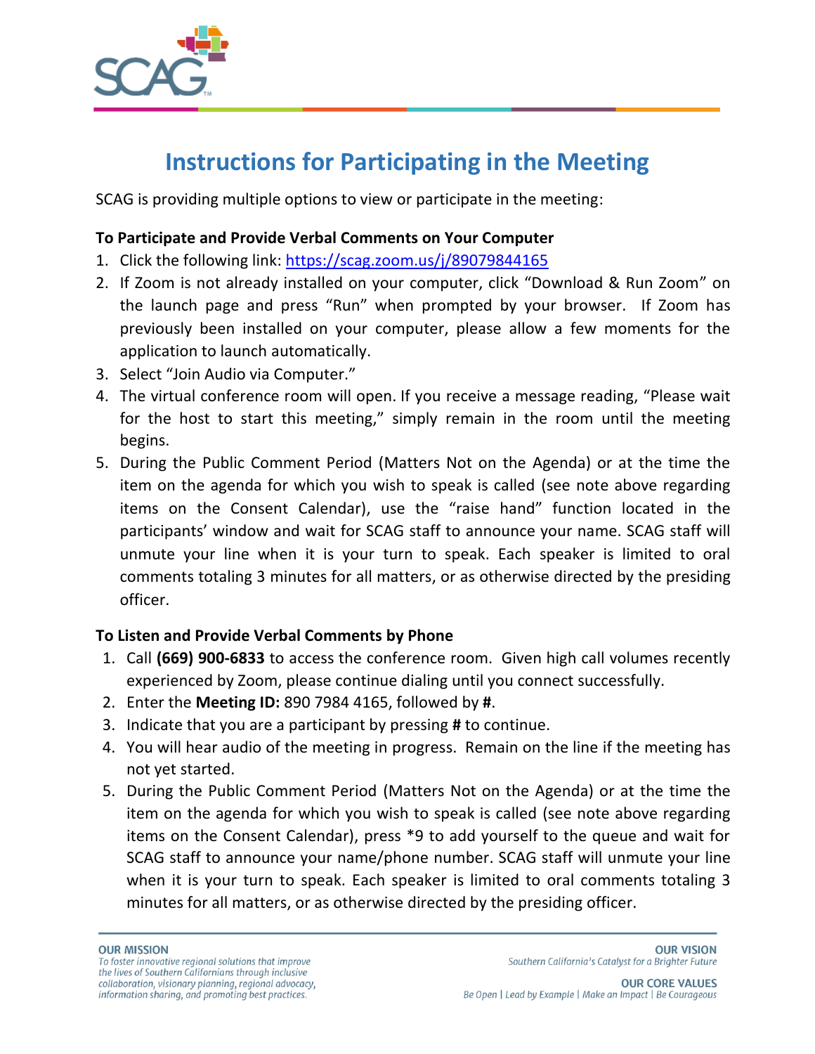# Instructions for Participating in the Meeting

SCAG is providing multiple options to view or participate in the meeting:

**To Participate and Provide Verbal Comments on Your Computer**

1. Click the following link: [https://scag.zoom.us/j/89079844165](https://scag.zoom.us/j/89079844165)
2. If Zoom is not already installed on your computer, click "Download & Run Zoom" on the launch page and press "Run" when prompted by your browser. If Zoom has previously been installed on your computer, please allow a few moments for the application to launch automatically.
3. Select "Join Audio via Computer."
4. The virtual conference room will open. If you receive a message reading, "Please wait for the host to start this meeting," simply remain in the room until the meeting begins.
5. During the Public Comment Period (Matters Not on the Agenda) or at the time the item on the agenda for which you wish to speak is called (see note above regarding items on the Consent Calendar), use the "raise hand" function located in the participants' window and wait for SCAG staff to announce your name. SCAG staff will unmute your line when it is your turn to speak. Each speaker is limited to oral comments totaling 3 minutes for all matters, or as otherwise directed by the presiding officer.

**To Listen and Provide Verbal Comments by Phone**

1. Call **(669) 900-6833** to access the conference room. Given high call volumes recently experienced by Zoom, please continue dialing until you connect successfully.
2. Enter the **Meeting ID:** 890 7984 4165, followed by **#**.
3. Indicate that you are a participant by pressing **#** to continue.
4. You will hear audio of the meeting in progress. Remain on the line if the meeting has not yet started.
5. During the Public Comment Period (Matters Not on the Agenda) or at the time the item on the agenda for which you wish to speak is called (see note above regarding items on the Consent Calendar), press *9 to add yourself to the queue and wait for SCAG staff to announce your name/phone number. SCAG staff will unmute your line when it is your turn to speak. Each speaker is limited to oral comments totaling 3 minutes for all matters, or as otherwise directed by the presiding officer.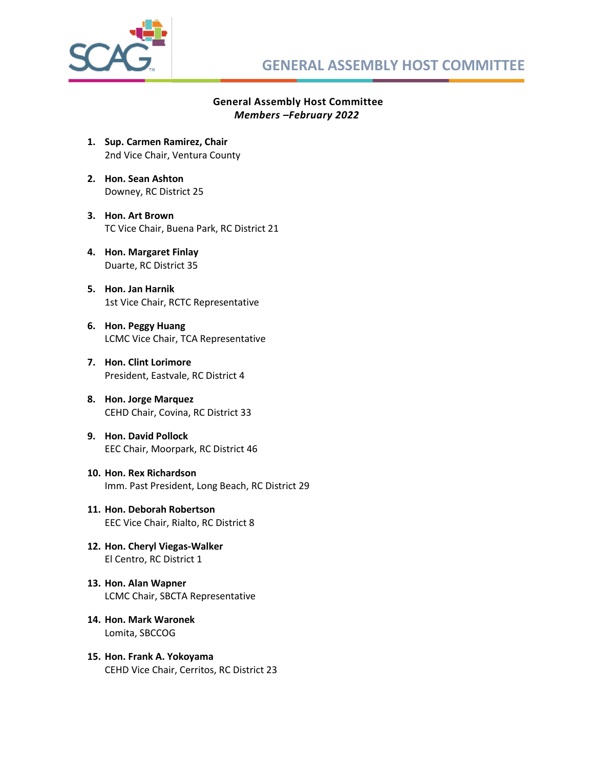# GENERAL ASSEMBLY HOST COMMITTEE

**General Assembly Host Committee**
***Members –February 2022***

1. **Sup. Carmen Ramirez, Chair**
   2nd Vice Chair, Ventura County

2. **Hon. Sean Ashton**
   Downey, RC District 25

3. **Hon. Art Brown**
   TC Vice Chair, Buena Park, RC District 21

4. **Hon. Margaret Finlay**
   Duarte, RC District 35

5. **Hon. Jan Harnik**
   1st Vice Chair, RCTC Representative

6. **Hon. Peggy Huang**
   LCMC Vice Chair, TCA Representative

7. **Hon. Clint Lorimore**
   President, Eastvale, RC District 4

8. **Hon. Jorge Marquez**
   CEHD Chair, Covina, RC District 33

9. **Hon. David Pollock**
   EEC Chair, Moorpark, RC District 46

10. **Hon. Rex Richardson**
    Imm. Past President, Long Beach, RC District 29

11. **Hon. Deborah Robertson**
    EEC Vice Chair, Rialto, RC District 8

12. **Hon. Cheryl Viegas-Walker**
    El Centro, RC District 1

13. **Hon. Alan Wapner**
    LCMC Chair, SBCTA Representative

14. **Hon. Mark Waronek**
    Lomita, SBCCOG

15. **Hon. Frank A. Yokoyama**
    CEHD Vice Chair, Cerritos, RC District 23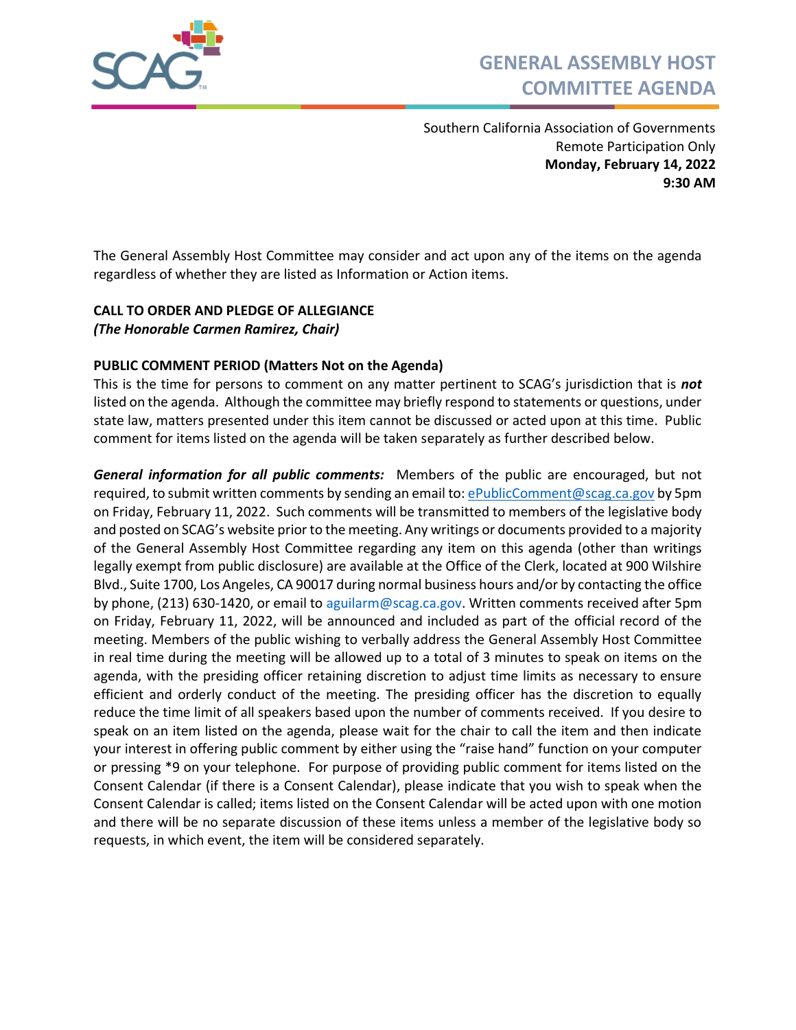# GENERAL ASSEMBLY HOST COMMITTEE AGENDA

Southern California Association of Governments
Remote Participation Only
**Monday, February 14, 2022**
**9:30 AM**

The General Assembly Host Committee may consider and act upon any of the items on the agenda regardless of whether they are listed as Information or Action items.

**CALL TO ORDER AND PLEDGE OF ALLEGIANCE**
***(The Honorable Carmen Ramirez, Chair)***

**PUBLIC COMMENT PERIOD (Matters Not on the Agenda)**
This is the time for persons to comment on any matter pertinent to SCAG's jurisdiction that is ***not*** listed on the agenda. Although the committee may briefly respond to statements or questions, under state law, matters presented under this item cannot be discussed or acted upon at this time. Public comment for items listed on the agenda will be taken separately as further described below.

***General information for all public comments:*** Members of the public are encouraged, but not required, to submit written comments by sending an email to: ePublicComment@scag.ca.gov by 5pm on Friday, February 11, 2022. Such comments will be transmitted to members of the legislative body and posted on SCAG's website prior to the meeting. Any writings or documents provided to a majority of the General Assembly Host Committee regarding any item on this agenda (other than writings legally exempt from public disclosure) are available at the Office of the Clerk, located at 900 Wilshire Blvd., Suite 1700, Los Angeles, CA 90017 during normal business hours and/or by contacting the office by phone, (213) 630-1420, or email to aguilarm@scag.ca.gov. Written comments received after 5pm on Friday, February 11, 2022, will be announced and included as part of the official record of the meeting. Members of the public wishing to verbally address the General Assembly Host Committee in real time during the meeting will be allowed up to a total of 3 minutes to speak on items on the agenda, with the presiding officer retaining discretion to adjust time limits as necessary to ensure efficient and orderly conduct of the meeting. The presiding officer has the discretion to equally reduce the time limit of all speakers based upon the number of comments received. If you desire to speak on an item listed on the agenda, please wait for the chair to call the item and then indicate your interest in offering public comment by either using the "raise hand" function on your computer or pressing *9 on your telephone. For purpose of providing public comment for items listed on the Consent Calendar (if there is a Consent Calendar), please indicate that you wish to speak when the Consent Calendar is called; items listed on the Consent Calendar will be acted upon with one motion and there will be no separate discussion of these items unless a member of the legislative body so requests, in which event, the item will be considered separately.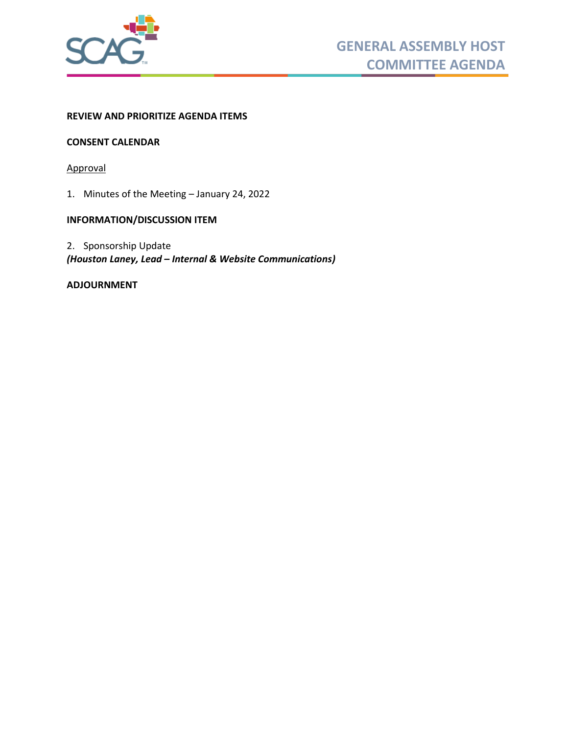# GENERAL ASSEMBLY HOST COMMITTEE AGENDA

**REVIEW AND PRIORITIZE AGENDA ITEMS**

**CONSENT CALENDAR**

Approval

1. Minutes of the Meeting – January 24, 2022

**INFORMATION/DISCUSSION ITEM**

2. Sponsorship Update
***(Houston Laney, Lead – Internal & Website Communications)***

**ADJOURNMENT**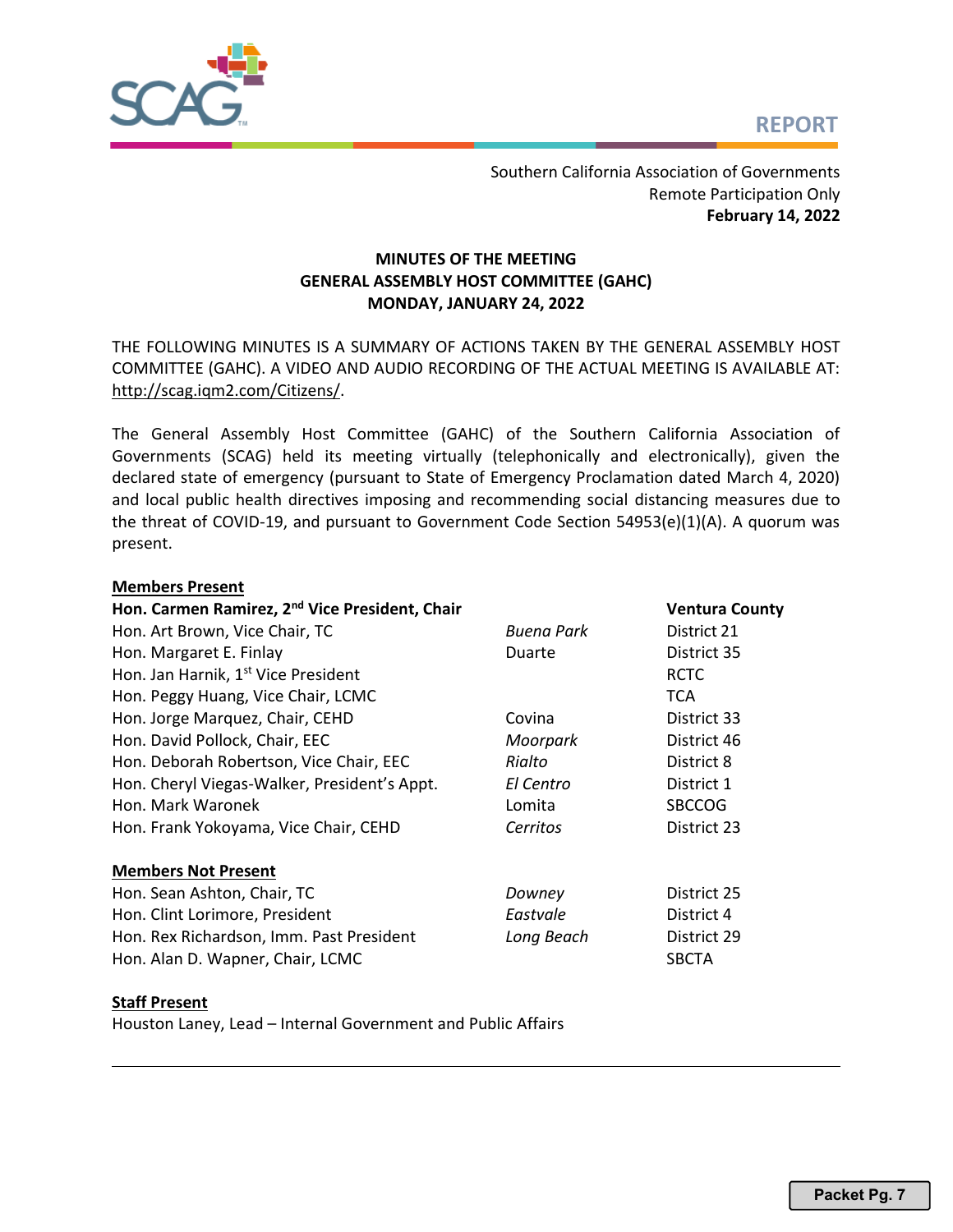**REPORT**

Southern California Association of Governments
Remote Participation Only
**February 14, 2022**

**MINUTES OF THE MEETING**
**GENERAL ASSEMBLY HOST COMMITTEE (GAHC)**
**MONDAY, JANUARY 24, 2022**

THE FOLLOWING MINUTES IS A SUMMARY OF ACTIONS TAKEN BY THE GENERAL ASSEMBLY HOST COMMITTEE (GAHC). A VIDEO AND AUDIO RECORDING OF THE ACTUAL MEETING IS AVAILABLE AT: http://scag.iqm2.com/Citizens/.

The General Assembly Host Committee (GAHC) of the Southern California Association of Governments (SCAG) held its meeting virtually (telephonically and electronically), given the declared state of emergency (pursuant to State of Emergency Proclamation dated March 4, 2020) and local public health directives imposing and recommending social distancing measures due to the threat of COVID-19, and pursuant to Government Code Section 54953(e)(1)(A). A quorum was present.

**Members Present**

| | | |
|---|---|---|
| **Hon. Carmen Ramirez, 2nd Vice President, Chair** | | **Ventura County** |
| Hon. Art Brown, Vice Chair, TC | *Buena Park* | District 21 |
| Hon. Margaret E. Finlay | Duarte | District 35 |
| Hon. Jan Harnik, 1st Vice President | | RCTC |
| Hon. Peggy Huang, Vice Chair, LCMC | | TCA |
| Hon. Jorge Marquez, Chair, CEHD | Covina | District 33 |
| Hon. David Pollock, Chair, EEC | *Moorpark* | District 46 |
| Hon. Deborah Robertson, Vice Chair, EEC | *Rialto* | District 8 |
| Hon. Cheryl Viegas-Walker, President's Appt. | *El Centro* | District 1 |
| Hon. Mark Waronek | Lomita | SBCCOG |
| Hon. Frank Yokoyama, Vice Chair, CEHD | *Cerritos* | District 23 |

**Members Not Present**

| | | |
|---|---|---|
| Hon. Sean Ashton, Chair, TC | *Downey* | District 25 |
| Hon. Clint Lorimore, President | *Eastvale* | District 4 |
| Hon. Rex Richardson, Imm. Past President | *Long Beach* | District 29 |
| Hon. Alan D. Wapner, Chair, LCMC | | SBCTA |

**Staff Present**

Houston Laney, Lead – Internal Government and Public Affairs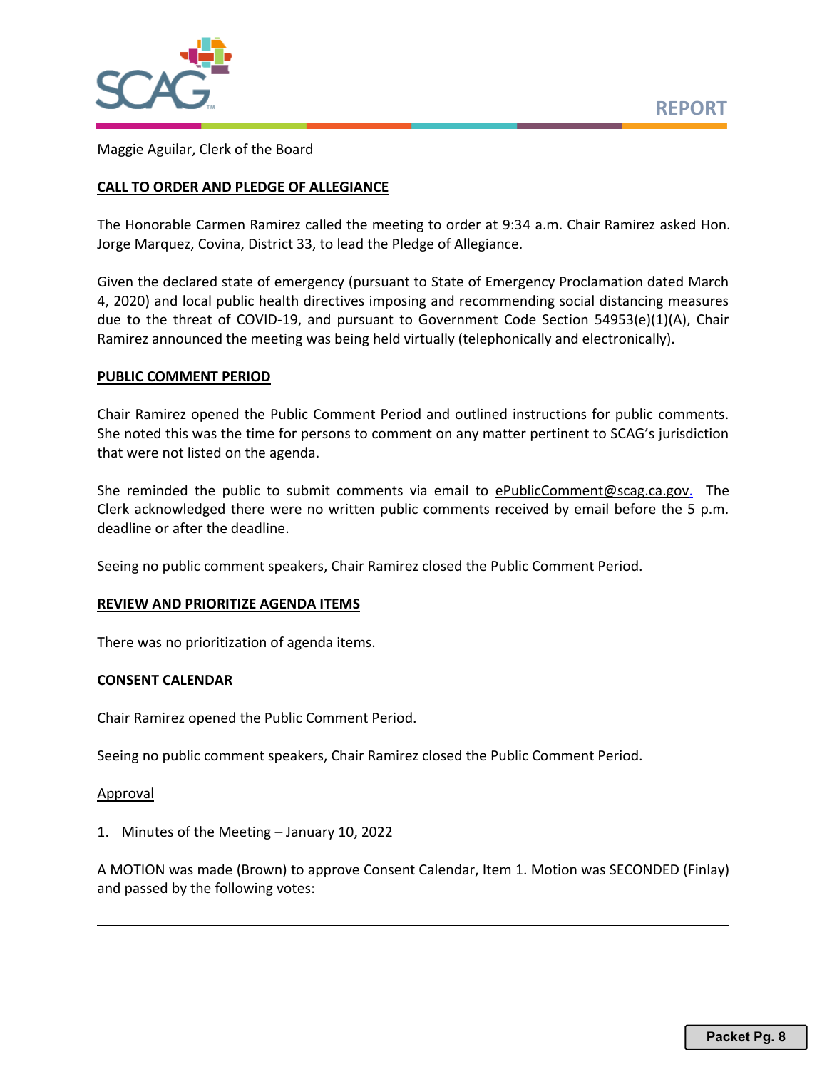Maggie Aguilar, Clerk of the Board

**CALL TO ORDER AND PLEDGE OF ALLEGIANCE**

The Honorable Carmen Ramirez called the meeting to order at 9:34 a.m. Chair Ramirez asked Hon. Jorge Marquez, Covina, District 33, to lead the Pledge of Allegiance.

Given the declared state of emergency (pursuant to State of Emergency Proclamation dated March 4, 2020) and local public health directives imposing and recommending social distancing measures due to the threat of COVID-19, and pursuant to Government Code Section 54953(e)(1)(A), Chair Ramirez announced the meeting was being held virtually (telephonically and electronically).

**PUBLIC COMMENT PERIOD**

Chair Ramirez opened the Public Comment Period and outlined instructions for public comments. She noted this was the time for persons to comment on any matter pertinent to SCAG's jurisdiction that were not listed on the agenda.

She reminded the public to submit comments via email to ePublicComment@scag.ca.gov. The Clerk acknowledged there were no written public comments received by email before the 5 p.m. deadline or after the deadline.

Seeing no public comment speakers, Chair Ramirez closed the Public Comment Period.

**REVIEW AND PRIORITIZE AGENDA ITEMS**

There was no prioritization of agenda items.

**CONSENT CALENDAR**

Chair Ramirez opened the Public Comment Period.

Seeing no public comment speakers, Chair Ramirez closed the Public Comment Period.

Approval

1. Minutes of the Meeting – January 10, 2022

A MOTION was made (Brown) to approve Consent Calendar, Item 1. Motion was SECONDED (Finlay) and passed by the following votes: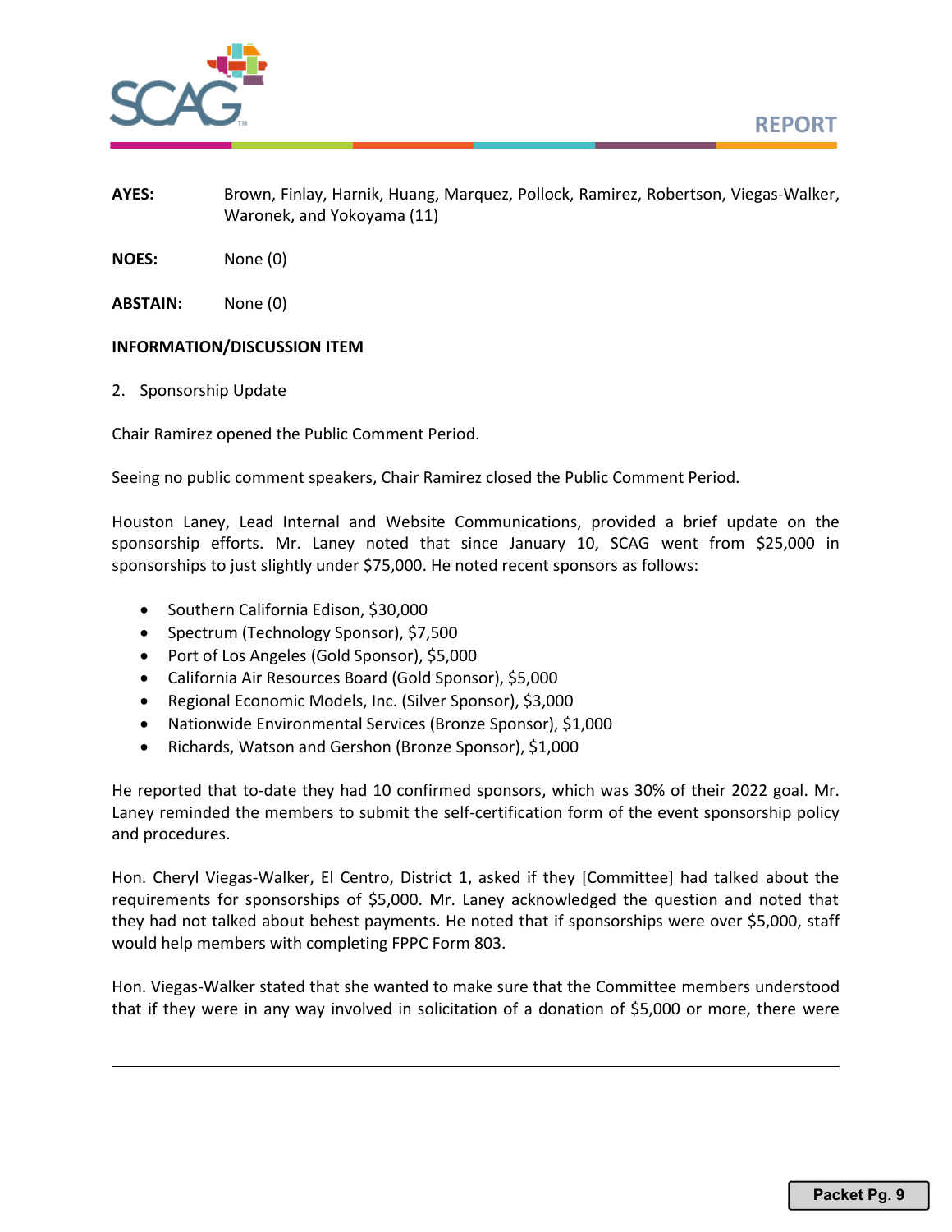**AYES:** Brown, Finlay, Harnik, Huang, Marquez, Pollock, Ramirez, Robertson, Viegas-Walker, Waronek, and Yokoyama (11)

**NOES:** None (0)

**ABSTAIN:** None (0)

**INFORMATION/DISCUSSION ITEM**

2. Sponsorship Update

Chair Ramirez opened the Public Comment Period.

Seeing no public comment speakers, Chair Ramirez closed the Public Comment Period.

Houston Laney, Lead Internal and Website Communications, provided a brief update on the sponsorship efforts. Mr. Laney noted that since January 10, SCAG went from $25,000 in sponsorships to just slightly under $75,000. He noted recent sponsors as follows:

- Southern California Edison, $30,000
- Spectrum (Technology Sponsor), $7,500
- Port of Los Angeles (Gold Sponsor), $5,000
- California Air Resources Board (Gold Sponsor), $5,000
- Regional Economic Models, Inc. (Silver Sponsor), $3,000
- Nationwide Environmental Services (Bronze Sponsor), $1,000
- Richards, Watson and Gershon (Bronze Sponsor), $1,000

He reported that to-date they had 10 confirmed sponsors, which was 30% of their 2022 goal. Mr. Laney reminded the members to submit the self-certification form of the event sponsorship policy and procedures.

Hon. Cheryl Viegas-Walker, El Centro, District 1, asked if they [Committee] had talked about the requirements for sponsorships of $5,000. Mr. Laney acknowledged the question and noted that they had not talked about behest payments. He noted that if sponsorships were over $5,000, staff would help members with completing FPPC Form 803.

Hon. Viegas-Walker stated that she wanted to make sure that the Committee members understood that if they were in any way involved in solicitation of a donation of $5,000 or more, there were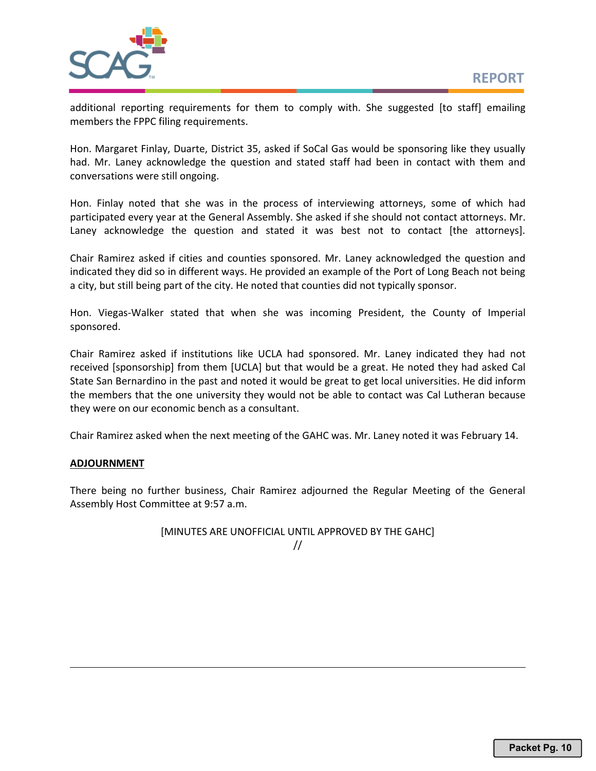additional reporting requirements for them to comply with. She suggested [to staff] emailing members the FPPC filing requirements.

Hon. Margaret Finlay, Duarte, District 35, asked if SoCal Gas would be sponsoring like they usually had. Mr. Laney acknowledge the question and stated staff had been in contact with them and conversations were still ongoing.

Hon. Finlay noted that she was in the process of interviewing attorneys, some of which had participated every year at the General Assembly. She asked if she should not contact attorneys. Mr. Laney acknowledge the question and stated it was best not to contact [the attorneys].

Chair Ramirez asked if cities and counties sponsored. Mr. Laney acknowledged the question and indicated they did so in different ways. He provided an example of the Port of Long Beach not being a city, but still being part of the city. He noted that counties did not typically sponsor.

Hon. Viegas-Walker stated that when she was incoming President, the County of Imperial sponsored.

Chair Ramirez asked if institutions like UCLA had sponsored. Mr. Laney indicated they had not received [sponsorship] from them [UCLA] but that would be a great. He noted they had asked Cal State San Bernardino in the past and noted it would be great to get local universities. He did inform the members that the one university they would not be able to contact was Cal Lutheran because they were on our economic bench as a consultant.

Chair Ramirez asked when the next meeting of the GAHC was. Mr. Laney noted it was February 14.

**ADJOURNMENT**

There being no further business, Chair Ramirez adjourned the Regular Meeting of the General Assembly Host Committee at 9:57 a.m.

[MINUTES ARE UNOFFICIAL UNTIL APPROVED BY THE GAHC]

//